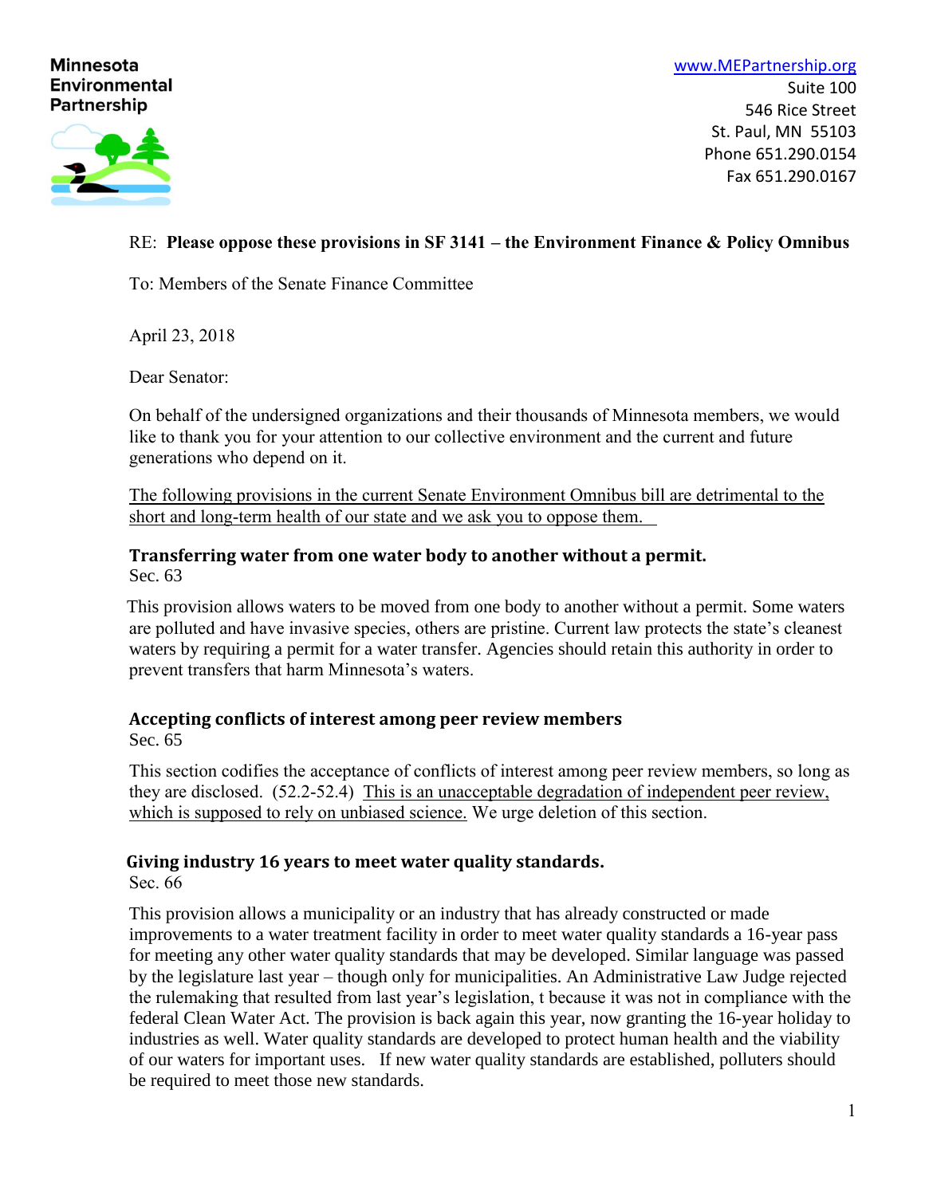**Minnesota Environmental Partnership**

www.MEPartnership.org
Suite 100
546 Rice Street
St. Paul, MN 55103
Phone 651.290.0154
Fax 651.290.0167

RE: **Please oppose these provisions in SF 3141 – the Environment Finance & Policy Omnibus**

To: Members of the Senate Finance Committee

April 23, 2018

Dear Senator:

On behalf of the undersigned organizations and their thousands of Minnesota members, we would like to thank you for your attention to our collective environment and the current and future generations who depend on it.

<u>The following provisions in the current Senate Environment Omnibus bill are detrimental to the short and long-term health of our state and we ask you to oppose them.</u>

### Transferring water from one water body to another without a permit.

Sec. 63

This provision allows waters to be moved from one body to another without a permit. Some waters are polluted and have invasive species, others are pristine. Current law protects the state's cleanest waters by requiring a permit for a water transfer. Agencies should retain this authority in order to prevent transfers that harm Minnesota's waters.

### Accepting conflicts of interest among peer review members

Sec. 65

This section codifies the acceptance of conflicts of interest among peer review members, so long as they are disclosed. (52.2-52.4) <u>This is an unacceptable degradation of independent peer review, which is supposed to rely on unbiased science.</u> We urge deletion of this section.

### Giving industry 16 years to meet water quality standards.

Sec. 66

This provision allows a municipality or an industry that has already constructed or made improvements to a water treatment facility in order to meet water quality standards a 16-year pass for meeting any other water quality standards that may be developed. Similar language was passed by the legislature last year – though only for municipalities. An Administrative Law Judge rejected the rulemaking that resulted from last year's legislation, t because it was not in compliance with the federal Clean Water Act. The provision is back again this year, now granting the 16-year holiday to industries as well. Water quality standards are developed to protect human health and the viability of our waters for important uses. If new water quality standards are established, polluters should be required to meet those new standards.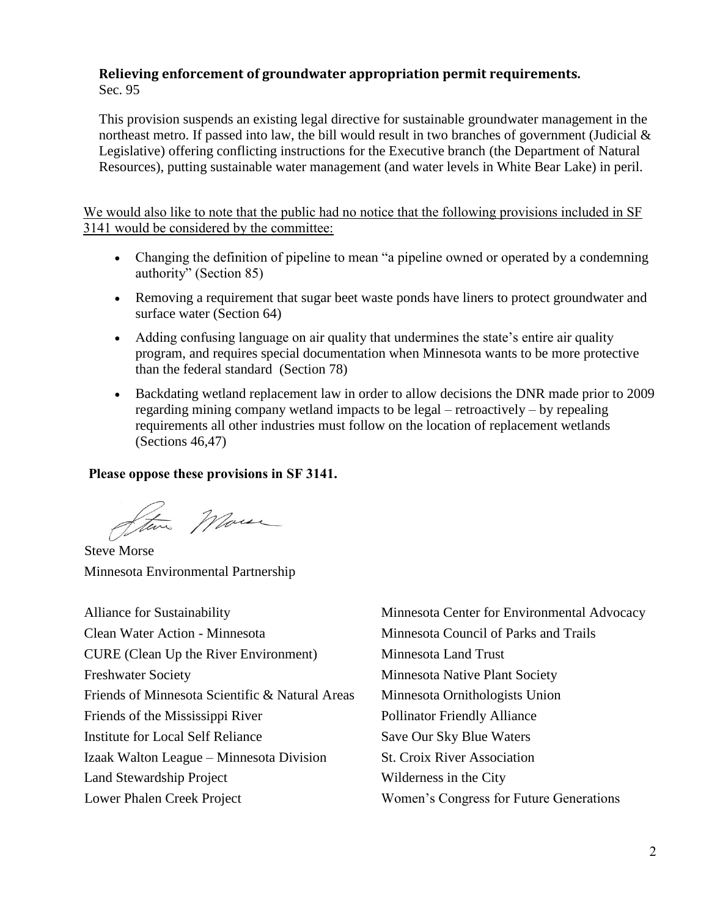**Relieving enforcement of groundwater appropriation permit requirements.**
Sec. 95

This provision suspends an existing legal directive for sustainable groundwater management in the northeast metro. If passed into law, the bill would result in two branches of government (Judicial & Legislative) offering conflicting instructions for the Executive branch (the Department of Natural Resources), putting sustainable water management (and water levels in White Bear Lake) in peril.

<u>We would also like to note that the public had no notice that the following provisions included in SF 3141 would be considered by the committee:</u>

- Changing the definition of pipeline to mean "a pipeline owned or operated by a condemning authority" (Section 85)
- Removing a requirement that sugar beet waste ponds have liners to protect groundwater and surface water (Section 64)
- Adding confusing language on air quality that undermines the state's entire air quality program, and requires special documentation when Minnesota wants to be more protective than the federal standard (Section 78)
- Backdating wetland replacement law in order to allow decisions the DNR made prior to 2009 regarding mining company wetland impacts to be legal – retroactively – by repealing requirements all other industries must follow on the location of replacement wetlands (Sections 46,47)

**Please oppose these provisions in SF 3141.**

Steve Morse
Minnesota Environmental Partnership

Alliance for Sustainability
Clean Water Action - Minnesota
CURE (Clean Up the River Environment)
Freshwater Society
Friends of Minnesota Scientific & Natural Areas
Friends of the Mississippi River
Institute for Local Self Reliance
Izaak Walton League – Minnesota Division
Land Stewardship Project
Lower Phalen Creek Project
Minnesota Center for Environmental Advocacy
Minnesota Council of Parks and Trails
Minnesota Land Trust
Minnesota Native Plant Society
Minnesota Ornithologists Union
Pollinator Friendly Alliance
Save Our Sky Blue Waters
St. Croix River Association
Wilderness in the City
Women's Congress for Future Generations